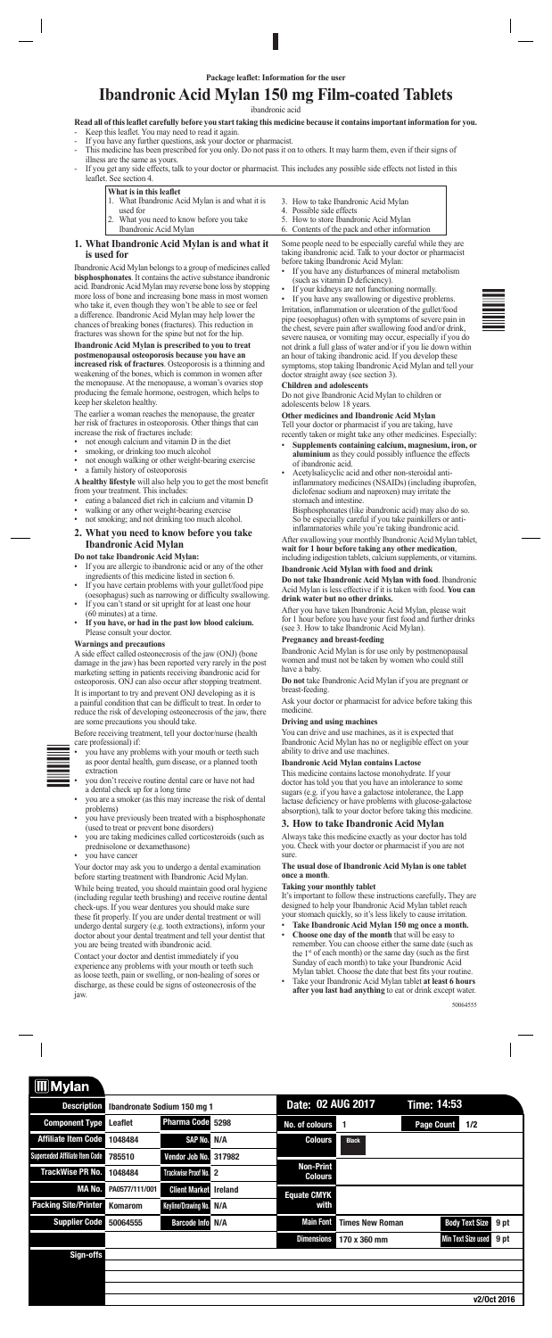**Package leaflet: Information for the user**

# Ibandronic Acid Mylan 150 mg Film-coated Tablets

ibandronic acid

**Read all of this leaflet carefully before you start taking this medicine because it contains important information for you.**

- Keep this leaflet. You may need to read it again.
- If you have any further questions, ask your doctor or pharmacist.
- This medicine has been prescribed for you only. Do not pass it on to others. It may harm them, even if their signs of illness are the same as yours.
- If you get any side effects, talk to your doctor or pharmacist. This includes any possible side effects not listed in this leaflet. See section 4.

**What is in this leaflet**

1. What Ibandronic Acid Mylan is and what it is used for
2. What you need to know before you take Ibandronic Acid Mylan
3. How to take Ibandronic Acid Mylan
4. Possible side effects
5. How to store Ibandronic Acid Mylan
6. Contents of the pack and other information

## 1. What Ibandronic Acid Mylan is and what it is used for

Ibandronic Acid Mylan belongs to a group of medicines called **bisphosphonates**. It contains the active substance ibandronic acid. Ibandronic Acid Mylan may reverse bone loss by stopping more loss of bone and increasing bone mass in most women who take it, even though they won't be able to see or feel a difference. Ibandronic Acid Mylan may help lower the chances of breaking bones (fractures). This reduction in fractures was shown for the spine but not for the hip.

**Ibandronic Acid Mylan is prescribed to you to treat postmenopausal osteoporosis because you have an increased risk of fractures**. Osteoporosis is a thinning and weakening of the bones, which is common in women after the menopause. At the menopause, a woman's ovaries stop producing the female hormone, oestrogen, which helps to keep her skeleton healthy.

The earlier a woman reaches the menopause, the greater her risk of fractures in osteoporosis. Other things that can increase the risk of fractures include:

- not enough calcium and vitamin D in the diet
- smoking, or drinking too much alcohol
- not enough walking or other weight-bearing exercise
- a family history of osteoporosis

**A healthy lifestyle** will also help you to get the most benefit from your treatment. This includes:

- eating a balanced diet rich in calcium and vitamin D
- walking or any other weight-bearing exercise
- not smoking; and not drinking too much alcohol.

## 2. What you need to know before you take Ibandronic Acid Mylan

**Do not take Ibandronic Acid Mylan:**

- If you are allergic to ibandronic acid or any of the other ingredients of this medicine listed in section 6.
- If you have certain problems with your gullet/food pipe (oesophagus) such as narrowing or difficulty swallowing.
- If you can't stand or sit upright for at least one hour (60 minutes) at a time.
- **If you have, or had in the past low blood calcium.** Please consult your doctor.

**Warnings and precautions**

A side effect called osteonecrosis of the jaw (ONJ) (bone damage in the jaw) has been reported very rarely in the post marketing setting in patients receiving ibandronic acid for osteoporosis. ONJ can also occur after stopping treatment.

It is important to try and prevent ONJ developing as it is a painful condition that can be difficult to treat. In order to reduce the risk of developing osteonecrosis of the jaw, there are some precautions you should take.

Before receiving treatment, tell your doctor/nurse (health care professional) if:

- you have any problems with your mouth or teeth such as poor dental health, gum disease, or a planned tooth extraction
- you don't receive routine dental care or have not had a dental check up for a long time
- you are a smoker (as this may increase the risk of dental problems)
- you have previously been treated with a bisphosphonate (used to treat or prevent bone disorders)
- you are taking medicines called corticosteroids (such as prednisolone or dexamethasone)
- you have cancer

Your doctor may ask you to undergo a dental examination before starting treatment with Ibandronic Acid Mylan.

While being treated, you should maintain good oral hygiene (including regular teeth brushing) and receive routine dental check-ups. If you wear dentures you should make sure these fit properly. If you are under dental treatment or will undergo dental surgery (e.g. tooth extractions), inform your doctor about your dental treatment and tell your dentist that you are being treated with ibandronic acid.

Contact your doctor and dentist immediately if you experience any problems with your mouth or teeth such as loose teeth, pain or swelling, or non-healing of sores or discharge, as these could be signs of osteonecrosis of the jaw.

Some people need to be especially careful while they are taking ibandronic acid. Talk to your doctor or pharmacist before taking Ibandronic Acid Mylan:

- If you have any disturbances of mineral metabolism (such as vitamin D deficiency).
- If your kidneys are not functioning normally.
- If you have any swallowing or digestive problems.

Irritation, inflammation or ulceration of the gullet/food pipe (oesophagus) often with symptoms of severe pain in the chest, severe pain after swallowing food and/or drink, severe nausea, or vomiting may occur, especially if you do not drink a full glass of water and/or if you lie down within an hour of taking ibandronic acid. If you develop these symptoms, stop taking Ibandronic Acid Mylan and tell your doctor straight away (see section 3).

**Children and adolescents**

Do not give Ibandronic Acid Mylan to children or adolescents below 18 years.

**Other medicines and Ibandronic Acid Mylan**

Tell your doctor or pharmacist if you are taking, have recently taken or might take any other medicines. Especially:

- **Supplements containing calcium, magnesium, iron, or aluminium** as they could possibly influence the effects of ibandronic acid.
- Acetylsalicylic acid and other non-steroidal anti-inflammatory medicines (NSAIDs) (including ibuprofen, diclofenac sodium and naproxen) may irritate the stomach and intestine. Bisphosphonates (like ibandronic acid) may also do so. So be especially careful if you take painkillers or anti-inflammatories while you're taking ibandronic acid.

After swallowing your monthly Ibandronic Acid Mylan tablet, **wait for 1 hour before taking any other medication**, including indigestion tablets, calcium supplements, or vitamins.

**Ibandronic Acid Mylan with food and drink**

**Do not take Ibandronic Acid Mylan with food**. Ibandronic Acid Mylan is less effective if it is taken with food. **You can drink water but no other drinks.**

After you have taken Ibandronic Acid Mylan, please wait for 1 hour before you have your first food and further drinks (see 3. How to take Ibandronic Acid Mylan).

**Pregnancy and breast-feeding**

Ibandronic Acid Mylan is for use only by postmenopausal women and must not be taken by women who could still have a baby.

**Do not** take Ibandronic Acid Mylan if you are pregnant or breast-feeding.

Ask your doctor or pharmacist for advice before taking this medicine.

**Driving and using machines**

You can drive and use machines, as it is expected that Ibandronic Acid Mylan has no or negligible effect on your ability to drive and use machines.

**Ibandronic Acid Mylan contains Lactose**

This medicine contains lactose monohydrate. If your doctor has told you that you have an intolerance to some sugars (e.g. if you have a galactose intolerance, the Lapp lactase deficiency or have problems with glucose-galactose absorption), talk to your doctor before taking this medicine.

## 3. How to take Ibandronic Acid Mylan

Always take this medicine exactly as your doctor has told you. Check with your doctor or pharmacist if you are not sure.

**The usual dose of Ibandronic Acid Mylan is one tablet once a month**.

**Taking your monthly tablet**

It's important to follow these instructions carefully**.** They are designed to help your Ibandronic Acid Mylan tablet reach your stomach quickly, so it's less likely to cause irritation.

- **Take Ibandronic Acid Mylan 150 mg once a month.**
- **Choose one day of the month** that will be easy to remember. You can choose either the same date (such as the 1st of each month) or the same day (such as the first Sunday of each month) to take your Ibandronic Acid Mylan tablet. Choose the date that best fits your routine.
- Take your Ibandronic Acid Mylan tablet **at least 6 hours after you last had anything** to eat or drink except water.

50064555

**Mylan**

| Description | Ibandronate Sodium 150 mg 1 | | | Date: 02 AUG 2017 | Time: 14:53 | |
|---|---|---|---|---|---|---|
| Component Type | Leaflet | Pharma Code | 5298 | No. of colours | 1 | Page Count 1/2 |
| Affiliate Item Code | 1048484 | SAP No. | N/A | Colours | Black | |
| Superceded Affiliate Item Code | 785510 | Vendor Job No. | 317982 | | | |
| TrackWise PR No. | 1048484 | Trackwise Proof No. | 2 | Non-Print Colours | | |
| MA No. | PA0577/111/001 | Client Market | Ireland | Equate CMYK with | | |
| Packing Site/Printer | Komarom | Keyline/Drawing No. | N/A | | | |
| Supplier Code | 50064555 | Barcode Info | N/A | Main Font | Times New Roman | Body Text Size 9 pt |
| | | | | Dimensions | 170 x 360 mm | Min Text Size used 9 pt |
| Sign-offs | | | | | | |

v2/Oct 2016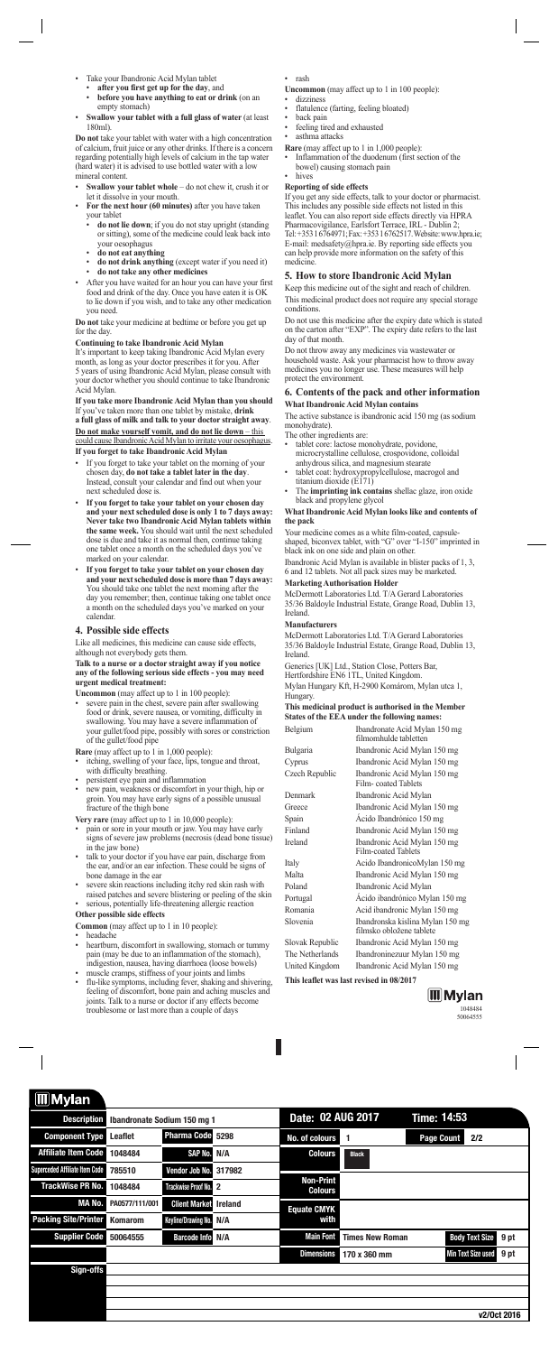- Take your Ibandronic Acid Mylan tablet
  - **after you first get up for the day**, and
  - **before you have anything to eat or drink** (on an empty stomach)
- **Swallow your tablet with a full glass of water** (at least 180ml).

**Do not** take your tablet with water with a high concentration of calcium, fruit juice or any other drinks. If there is a concern regarding potentially high levels of calcium in the tap water (hard water) it is advised to use bottled water with a low mineral content.

- **Swallow your tablet whole** – do not chew it, crush it or let it dissolve in your mouth.
- **For the next hour (60 minutes)** after you have taken your tablet
  - **do not lie down**; if you do not stay upright (standing or sitting), some of the medicine could leak back into your oesophagus
  - **do not eat anything**
  - **do not drink anything** (except water if you need it)
  - **do not take any other medicines**
- After you have waited for an hour you can have your first food and drink of the day. Once you have eaten it is OK to lie down if you wish, and to take any other medication you need.

**Do not** take your medicine at bedtime or before you get up for the day.

**Continuing to take Ibandronic Acid Mylan**

It's important to keep taking Ibandronic Acid Mylan every month, as long as your doctor prescribes it for you. After 5 years of using Ibandronic Acid Mylan, please consult with your doctor whether you should continue to take Ibandronic Acid Mylan.

**If you take more Ibandronic Acid Mylan than you should**

If you've taken more than one tablet by mistake, **drink a full glass of milk and talk to your doctor straight away**.

**Do not make yourself vomit, and do not lie down** – this could cause Ibandronic Acid Mylan to irritate your oesophagus.

**If you forget to take Ibandronic Acid Mylan**

- If you forget to take your tablet on the morning of your chosen day, **do not take a tablet later in the day**. Instead, consult your calendar and find out when your next scheduled dose is.
- **If you forget to take your tablet on your chosen day and your next scheduled dose is only 1 to 7 days away: Never take two Ibandronic Acid Mylan tablets within the same week.** You should wait until the next scheduled dose is due and take it as normal then, continue taking one tablet once a month on the scheduled days you've marked on your calendar.
- **If you forget to take your tablet on your chosen day and your next scheduled dose is more than 7 days away:** You should take one tablet the next morning after the day you remember; then, continue taking one tablet once a month on the scheduled days you've marked on your calendar.

## 4. Possible side effects

Like all medicines, this medicine can cause side effects, although not everybody gets them.

**Talk to a nurse or a doctor straight away if you notice any of the following serious side effects - you may need urgent medical treatment:**

**Uncommon** (may affect up to 1 in 100 people):
- severe pain in the chest, severe pain after swallowing food or drink, severe nausea, or vomiting, difficulty in swallowing. You may have a severe inflammation of your gullet/food pipe, possibly with sores or constriction of the gullet/food pipe

**Rare** (may affect up to 1 in 1,000 people):
- itching, swelling of your face, lips, tongue and throat, with difficulty breathing.
- persistent eye pain and inflammation
- new pain, weakness or discomfort in your thigh, hip or groin. You may have early signs of a possible unusual fracture of the thigh bone

**Very rare** (may affect up to 1 in 10,000 people):
- pain or sore in your mouth or jaw. You may have early signs of severe jaw problems (necrosis (dead bone tissue) in the jaw bone)
- talk to your doctor if you have ear pain, discharge from the ear, and/or an ear infection. These could be signs of bone damage in the ear
- severe skin reactions including itchy red skin rash with raised patches and severe blistering or peeling of the skin
- serious, potentially life-threatening allergic reaction

**Other possible side effects**

**Common** (may affect up to 1 in 10 people):
- headache
- heartburn, discomfort in swallowing, stomach or tummy pain (may be due to an inflammation of the stomach), indigestion, nausea, having diarrhoea (loose bowels)
- muscle cramps, stiffness of your joints and limbs
- flu-like symptoms, including fever, shaking and shivering, feeling of discomfort, bone pain and aching muscles and joints. Talk to a nurse or doctor if any effects become troublesome or last more than a couple of days
- rash

**Uncommon** (may affect up to 1 in 100 people):
- dizziness
- flatulence (farting, feeling bloated)
- back pain
- feeling tired and exhausted
- asthma attacks

**Rare** (may affect up to 1 in 1,000 people):
- Inflammation of the duodenum (first section of the bowel) causing stomach pain
- hives

**Reporting of side effects**

If you get any side effects, talk to your doctor or pharmacist. This includes any possible side effects not listed in this leaflet. You can also report side effects directly via HPRA Pharmacovigilance, Earlsfort Terrace, IRL - Dublin 2; Tel: +353 1 6764971; Fax: +353 1 6762517. Website: www.hpra.ie; E-mail: medsafety@hpra.ie. By reporting side effects you can help provide more information on the safety of this medicine.

## 5. How to store Ibandronic Acid Mylan

Keep this medicine out of the sight and reach of children.

This medicinal product does not require any special storage conditions.

Do not use this medicine after the expiry date which is stated on the carton after "EXP". The expiry date refers to the last day of that month.

Do not throw away any medicines via wastewater or household waste. Ask your pharmacist how to throw away medicines you no longer use. These measures will help protect the environment.

## 6. Contents of the pack and other information

**What Ibandronic Acid Mylan contains**

The active substance is ibandronic acid 150 mg (as sodium monohydrate).

The other ingredients are:
- tablet core: lactose monohydrate, povidone, microcrystalline cellulose, crospovidone, colloidal anhydrous silica, and magnesium stearate
- tablet coat: hydroxypropylcellulose, macrogol and titanium dioxide (E171)
- The **imprinting ink contains** shellac glaze, iron oxide black and propylene glycol

**What Ibandronic Acid Mylan looks like and contents of the pack**

Your medicine comes as a white film-coated, capsule-shaped, biconvex tablet, with "G" over "I-150" imprinted in black ink on one side and plain on other.

Ibandronic Acid Mylan is available in blister packs of 1, 3, 6 and 12 tablets. Not all pack sizes may be marketed.

**Marketing Authorisation Holder**

McDermott Laboratories Ltd. T/A Gerard Laboratories
35/36 Baldoyle Industrial Estate, Grange Road, Dublin 13, Ireland.

**Manufacturers**

McDermott Laboratories Ltd. T/A Gerard Laboratories
35/36 Baldoyle Industrial Estate, Grange Road, Dublin 13, Ireland.

Generics [UK] Ltd., Station Close, Potters Bar, Hertfordshire EN6 1TL, United Kingdom.

Mylan Hungary Kft, H-2900 Komárom, Mylan utca 1, Hungary.

**This medicinal product is authorised in the Member States of the EEA under the following names:**

| | |
|---|---|
| Belgium | Ibandronate Acid Mylan 150 mg filmomhulde tabletten |
| Bulgaria | Ibandronic Acid Mylan 150 mg |
| Cyprus | Ibandronic Acid Mylan 150 mg |
| Czech Republic | Ibandronic Acid Mylan 150 mg Film- coated Tablets |
| Denmark | Ibandronic Acid Mylan |
| Greece | Ibandronic Acid Mylan 150 mg |
| Spain | Ácido Ibandrónico 150 mg |
| Finland | Ibandronic Acid Mylan 150 mg |
| Ireland | Ibandronic Acid Mylan 150 mg Film-coated Tablets |
| Italy | Acido IbandronicoMylan 150 mg |
| Malta | Ibandronic Acid Mylan 150 mg |
| Poland | Ibandronic Acid Mylan |
| Portugal | Ácido ibandrónico Mylan 150 mg |
| Romania | Acid ibandronic Mylan 150 mg |
| Slovenia | Ibandronska kislina Mylan 150 mg filmsko obložene tablete |
| Slovak Republic | Ibandronic Acid Mylan 150 mg |
| The Netherlands | Ibandroninezuur Mylan 150 mg |
| United Kingdom | Ibandronic Acid Mylan 150 mg |

**This leaflet was last revised in 08/2017**

Mylan

1048484
50064555

Mylan

| | | | | | | | |
|---|---|---|---|---|---|---|---|
| **Description** | Ibandronate Sodium 150 mg 1 | | | **Date: 02 AUG 2017** | | **Time: 14:53** | |
| **Component Type** | Leaflet | **Pharma Code** | 5298 | **No. of colours** | 1 | **Page Count** | 2/2 |
| **Affiliate Item Code** | 1048484 | **SAP No.** | N/A | **Colours** | Black | | |
| **Superceded Affiliate Item Code** | 785510 | **Vendor Job No.** | 317982 | | | | |
| **TrackWise PR No.** | 1048484 | **Trackwise Proof No.** | 2 | **Non-Print Colours** | | | |
| **MA No.** | PA0577/111/001 | **Client Market** | Ireland | **Equate CMYK with** | | | |
| **Packing Site/Printer** | Komarom | **Keyline/Drawing No.** | N/A | | | | |
| **Supplier Code** | 50064555 | **Barcode Info** | N/A | **Main Font** | Times New Roman | **Body Text Size** | 9 pt |
| | | | | **Dimensions** | 170 x 360 mm | **Min Text Size used** | 9 pt |
| **Sign-offs** | | | | | | | |

v2/Oct 2016